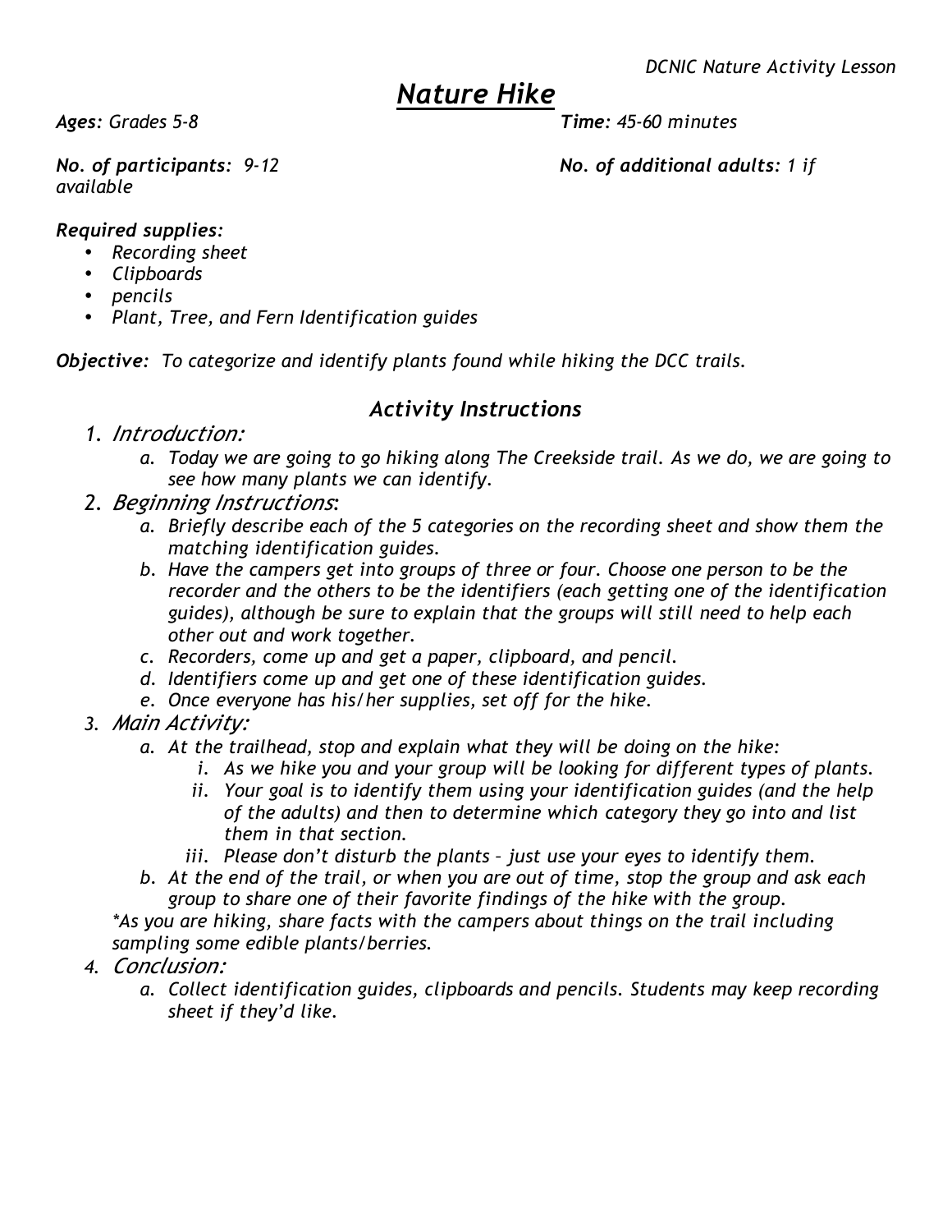*DCNIC Nature Activity Lesson*

# *Nature Hike*

***Ages:*** *Grades 5-8* ***Time:*** *45-60 minutes*

***No. of participants:*** *9-12* ***No. of additional adults:*** *1 if available*

***Required supplies:***

- *Recording sheet*
- *Clipboards*
- *pencils*
- *Plant, Tree, and Fern Identification guides*

***Objective****: To categorize and identify plants found while hiking the DCC trails.*

## *Activity Instructions*

1. *Introduction:*
   a. *Today we are going to go hiking along The Creekside trail. As we do, we are going to see how many plants we can identify.*
2. *Beginning Instructions:*
   a. *Briefly describe each of the 5 categories on the recording sheet and show them the matching identification guides.*
   b. *Have the campers get into groups of three or four. Choose one person to be the recorder and the others to be the identifiers (each getting one of the identification guides), although be sure to explain that the groups will still need to help each other out and work together.*
   c. *Recorders, come up and get a paper, clipboard, and pencil.*
   d. *Identifiers come up and get one of these identification guides.*
   e. *Once everyone has his/her supplies, set off for the hike.*
3. *Main Activity:*
   a. *At the trailhead, stop and explain what they will be doing on the hike:*
      i. *As we hike you and your group will be looking for different types of plants.*
      ii. *Your goal is to identify them using your identification guides (and the help of the adults) and then to determine which category they go into and list them in that section.*
      iii. *Please don't disturb the plants – just use your eyes to identify them.*
   b. *At the end of the trail, or when you are out of time, stop the group and ask each group to share one of their favorite findings of the hike with the group.*

   **As you are hiking, share facts with the campers about things on the trail including sampling some edible plants/berries.*
4. *Conclusion:*
   a. *Collect identification guides, clipboards and pencils. Students may keep recording sheet if they'd like.*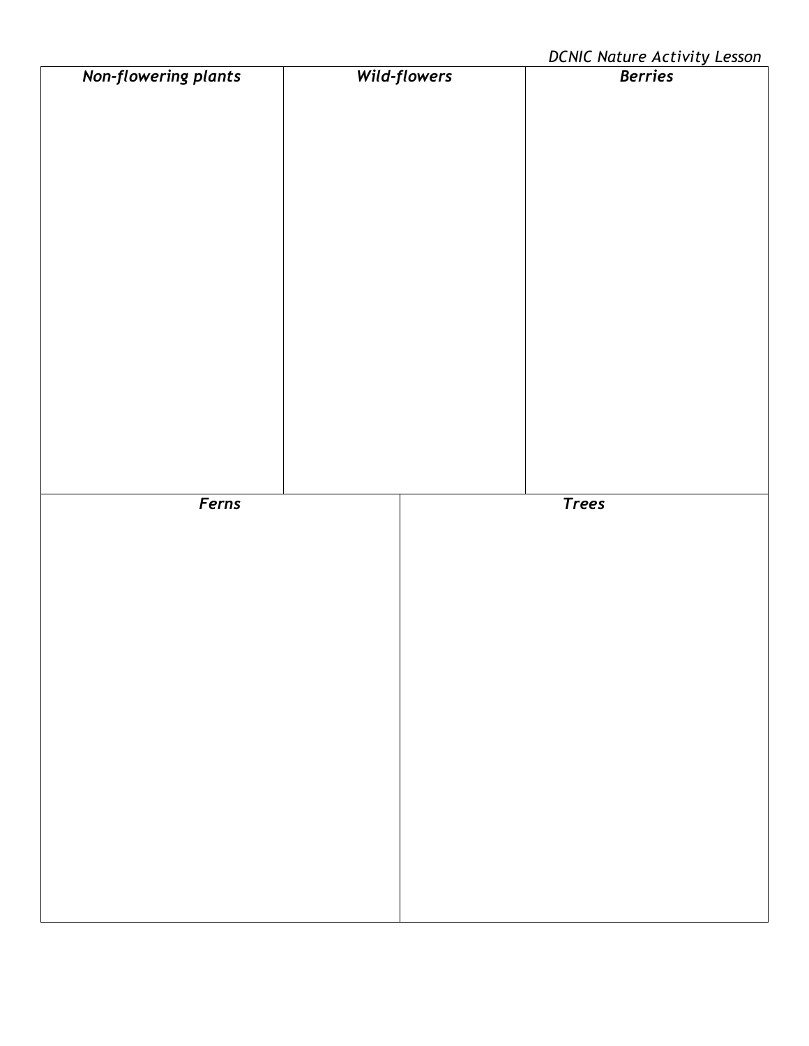| ***Non-flowering plants*** | ***Wild-flowers*** | ***Berries*** |
| --- | --- | --- |
| | | |

| ***Ferns*** | ***Trees*** |
| --- | --- |
| | |